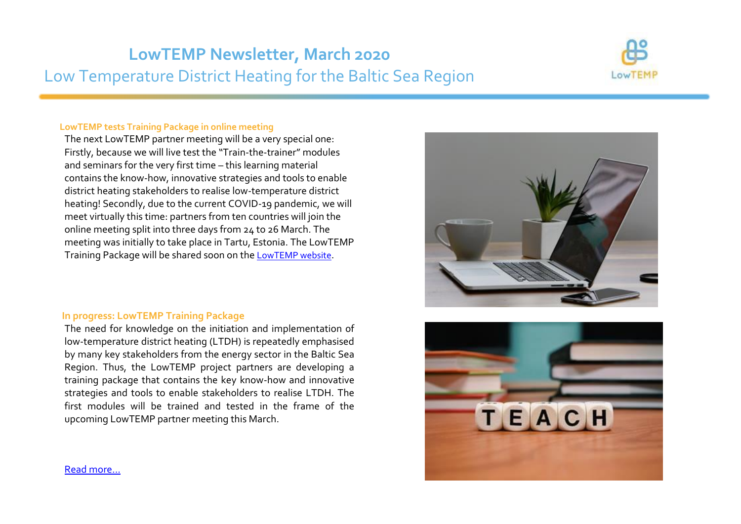# LowTEMP Newsletter, March 2020

## Low Temperature District Heating for the Baltic Sea Region

### LowTEMP tests Training Package in online meeting

The next LowTEMP partner meeting will be a very special one: Firstly, because we will live test the "Train-the-trainer" modules and seminars for the very first time – this learning material contains the know-how, innovative strategies and tools to enable district heating stakeholders to realise low-temperature district heating! Secondly, due to the current COVID-19 pandemic, we will meet virtually this time: partners from ten countries will join the online meeting split into three days from 24 to 26 March. The meeting was initially to take place in Tartu, Estonia. The LowTEMP Training Package will be shared soon on the LowTEMP website.

### In progress: LowTEMP Training Package

The need for knowledge on the initiation and implementation of low-temperature district heating (LTDH) is repeatedly emphasised by many key stakeholders from the energy sector in the Baltic Sea Region. Thus, the LowTEMP project partners are developing a training package that contains the key know-how and innovative strategies and tools to enable stakeholders to realise LTDH. The first modules will be trained and tested in the frame of the upcoming LowTEMP partner meeting this March.

Read more…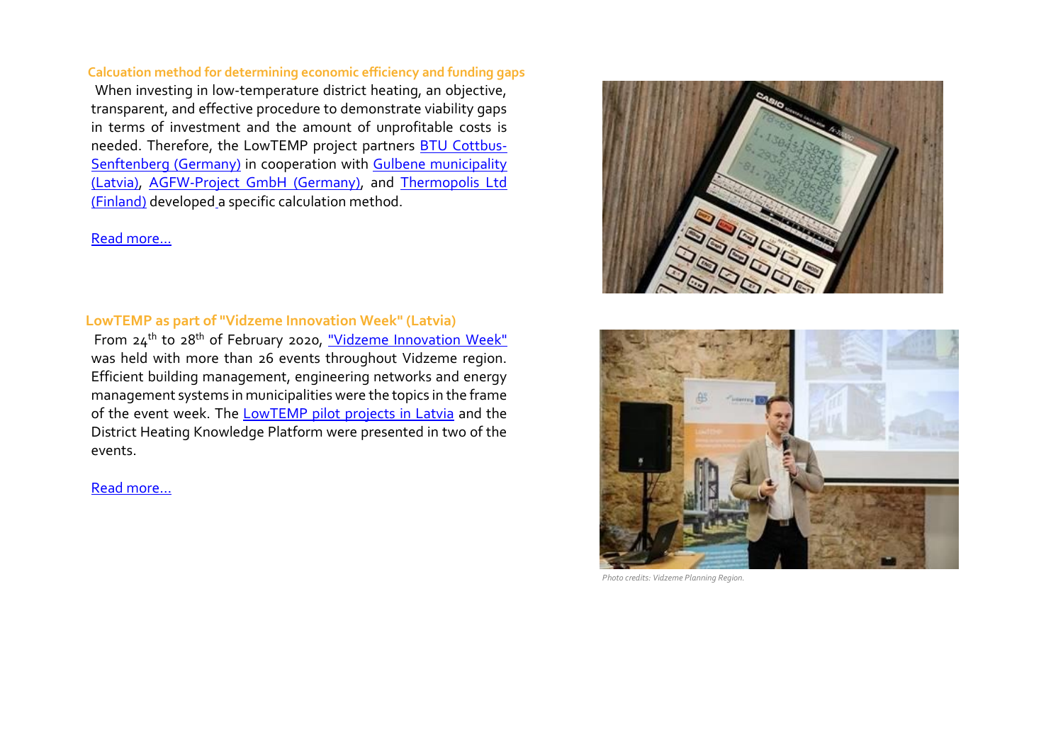### Calcuation method for determining economic efficiency and funding gaps

When investing in low-temperature district heating, an objective, transparent, and effective procedure to demonstrate viability gaps in terms of investment and the amount of unprofitable costs is needed. Therefore, the LowTEMP project partners BTU Cottbus-Senftenberg (Germany) in cooperation with Gulbene municipality (Latvia), AGFW-Project GmbH (Germany), and Thermopolis Ltd (Finland) developed a specific calculation method.

Read more…

### LowTEMP as part of "Vidzeme Innovation Week" (Latvia)

From 24th to 28th of February 2020, "Vidzeme Innovation Week" was held with more than 26 events throughout Vidzeme region. Efficient building management, engineering networks and energy management systems in municipalities were the topics in the frame of the event week. The LowTEMP pilot projects in Latvia and the District Heating Knowledge Platform were presented in two of the events.

Read more…

*Photo credits: Vidzeme Planning Region.*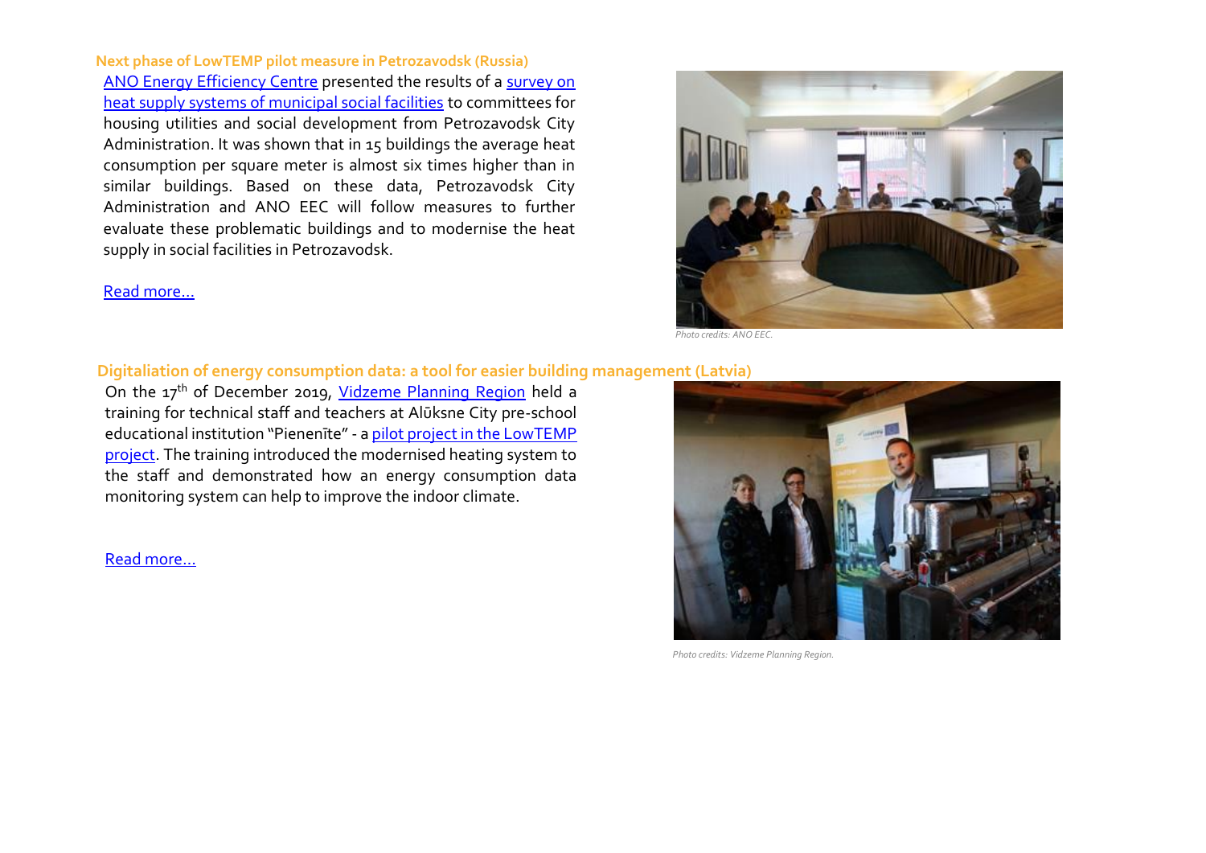### Next phase of LowTEMP pilot measure in Petrozavodsk (Russia)

ANO Energy Efficiency Centre presented the results of a survey on heat supply systems of municipal social facilities to committees for housing utilities and social development from Petrozavodsk City Administration. It was shown that in 15 buildings the average heat consumption per square meter is almost six times higher than in similar buildings. Based on these data, Petrozavodsk City Administration and ANO EEC will follow measures to further evaluate these problematic buildings and to modernise the heat supply in social facilities in Petrozavodsk.

Read more…

*Photo credits: ANO EEC.*

### Digitaliation of energy consumption data: a tool for easier building management (Latvia)

On the 17th of December 2019, Vidzeme Planning Region held a training for technical staff and teachers at Alūksne City pre-school educational institution "Pienenīte" - a pilot project in the LowTEMP project. The training introduced the modernised heating system to the staff and demonstrated how an energy consumption data monitoring system can help to improve the indoor climate.

Read more…

*Photo credits: Vidzeme Planning Region.*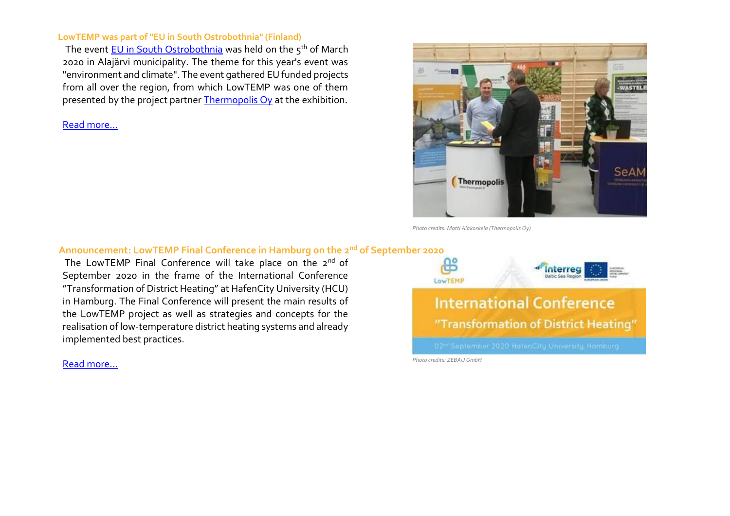### LowTEMP was part of "EU in South Ostrobothnia" (Finland)

The event [EU in South Ostrobothnia]() was held on the 5th of March 2020 in Alajärvi municipality. The theme for this year's event was "environment and climate". The event gathered EU funded projects from all over the region, from which LowTEMP was one of them presented by the project partner [Thermopolis Oy]() at the exhibition.

[Read more…]()

*Photo credits: Matti Alakoskela (Thermopolis Oy)*

### Announcement: LowTEMP Final Conference in Hamburg on the 2nd of September 2020

The LowTEMP Final Conference will take place on the 2nd of September 2020 in the frame of the International Conference "Transformation of District Heating" at HafenCity University (HCU) in Hamburg. The Final Conference will present the main results of the LowTEMP project as well as strategies and concepts for the realisation of low-temperature district heating systems and already implemented best practices.

[Read more…]()

*Photo credits: ZEBAU GmbH*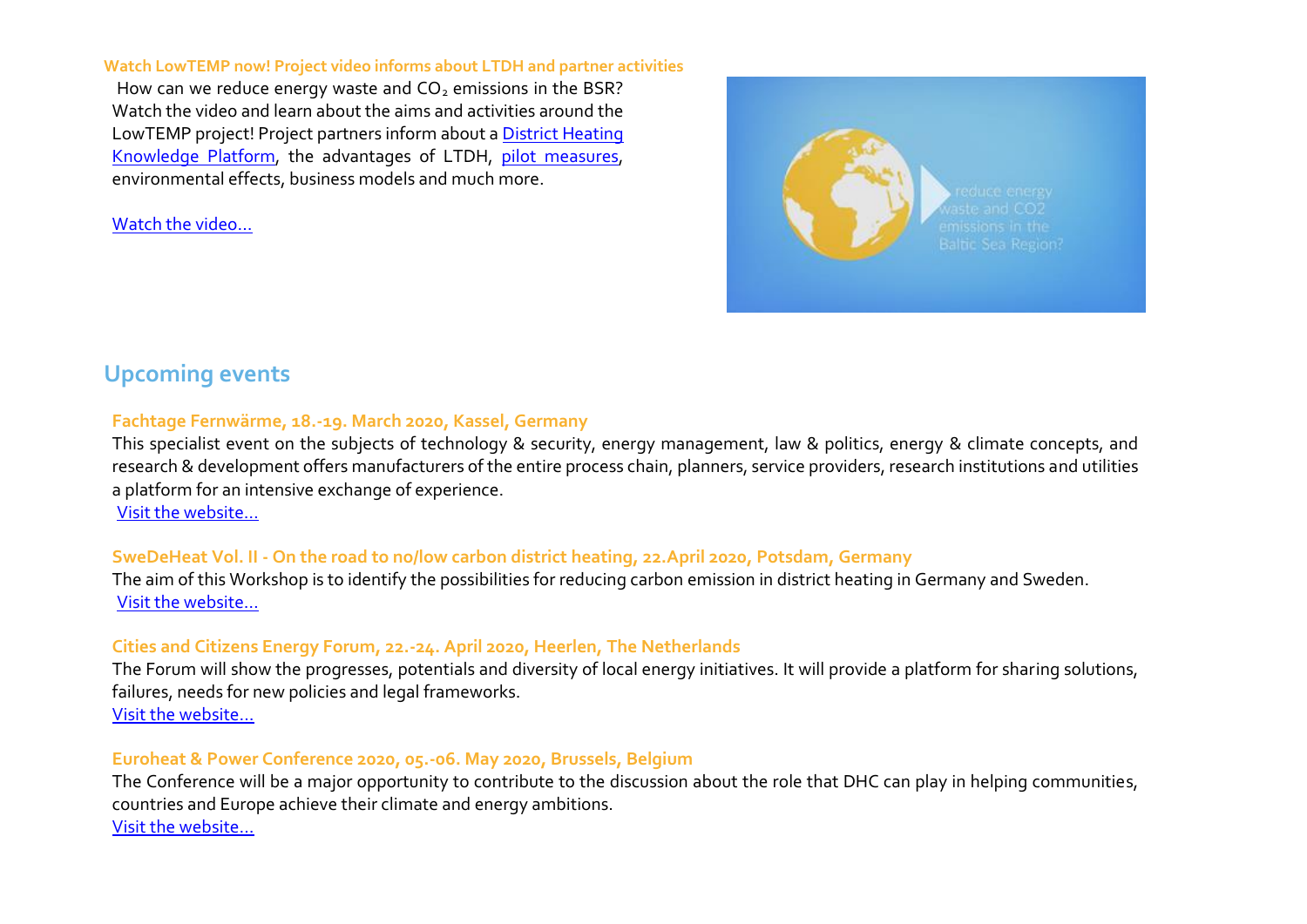**Watch LowTEMP now! Project video informs about LTDH and partner activities**

How can we reduce energy waste and $CO_2$ emissions in the BSR? Watch the video and learn about the aims and activities around the LowTEMP project! Project partners inform about a District Heating Knowledge Platform, the advantages of LTDH, pilot measures, environmental effects, business models and much more.

Watch the video…

## Upcoming events

**Fachtage Fernwärme, 18.-19. March 2020, Kassel, Germany**

This specialist event on the subjects of technology & security, energy management, law & politics, energy & climate concepts, and research & development offers manufacturers of the entire process chain, planners, service providers, research institutions and utilities a platform for an intensive exchange of experience.

Visit the website…

**SweDeHeat Vol. II - On the road to no/low carbon district heating, 22.April 2020, Potsdam, Germany**

The aim of this Workshop is to identify the possibilities for reducing carbon emission in district heating in Germany and Sweden.

Visit the website…

**Cities and Citizens Energy Forum, 22.-24. April 2020, Heerlen, The Netherlands**

The Forum will show the progresses, potentials and diversity of local energy initiatives. It will provide a platform for sharing solutions, failures, needs for new policies and legal frameworks.

Visit the website…

**Euroheat & Power Conference 2020, 05.-06. May 2020, Brussels, Belgium**

The Conference will be a major opportunity to contribute to the discussion about the role that DHC can play in helping communities, countries and Europe achieve their climate and energy ambitions.

Visit the website…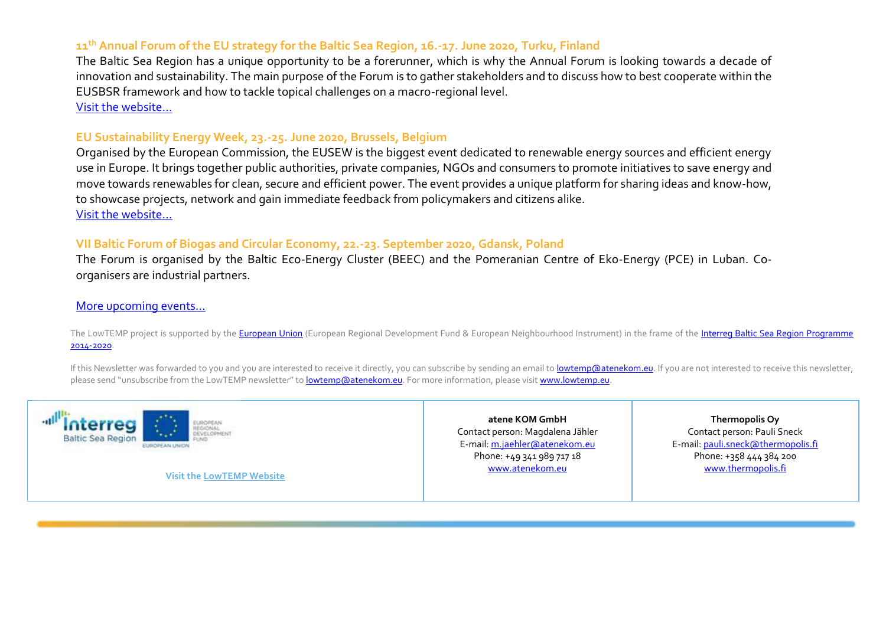### 11th Annual Forum of the EU strategy for the Baltic Sea Region, 16.-17. June 2020, Turku, Finland

The Baltic Sea Region has a unique opportunity to be a forerunner, which is why the Annual Forum is looking towards a decade of innovation and sustainability. The main purpose of the Forum is to gather stakeholders and to discuss how to best cooperate within the EUSBSR framework and how to tackle topical challenges on a macro-regional level.

Visit the website…

### EU Sustainability Energy Week, 23.-25. June 2020, Brussels, Belgium

Organised by the European Commission, the EUSEW is the biggest event dedicated to renewable energy sources and efficient energy use in Europe. It brings together public authorities, private companies, NGOs and consumers to promote initiatives to save energy and move towards renewables for clean, secure and efficient power. The event provides a unique platform for sharing ideas and know-how, to showcase projects, network and gain immediate feedback from policymakers and citizens alike.

Visit the website…

### VII Baltic Forum of Biogas and Circular Economy, 22.-23. September 2020, Gdansk, Poland

The Forum is organised by the Baltic Eco-Energy Cluster (BEEC) and the Pomeranian Centre of Eko-Energy (PCE) in Luban. Co-organisers are industrial partners.

More upcoming events…

The LowTEMP project is supported by the European Union (European Regional Development Fund & European Neighbourhood Instrument) in the frame of the Interreg Baltic Sea Region Programme 2014-2020.

If this Newsletter was forwarded to you and you are interested to receive it directly, you can subscribe by sending an email to lowtemp@atenekom.eu. If you are not interested to receive this newsletter, please send "unsubscribe from the LowTEMP newsletter" to lowtemp@atenekom.eu. For more information, please visit www.lowtemp.eu.

| | | |
|---|---|---|
| Interreg Baltic Sea Region – European Union – European Regional Development Fund<br><br>Visit the LowTEMP Website | **atene KOM GmbH**<br>Contact person: Magdalena Jähler<br>E-mail: m.jaehler@atenekom.eu<br>Phone: +49 341 989 717 18<br>www.atenekom.eu | **Thermopolis Oy**<br>Contact person: Pauli Sneck<br>E-mail: pauli.sneck@thermopolis.fi<br>Phone: +358 444 384 200<br>www.thermopolis.fi |